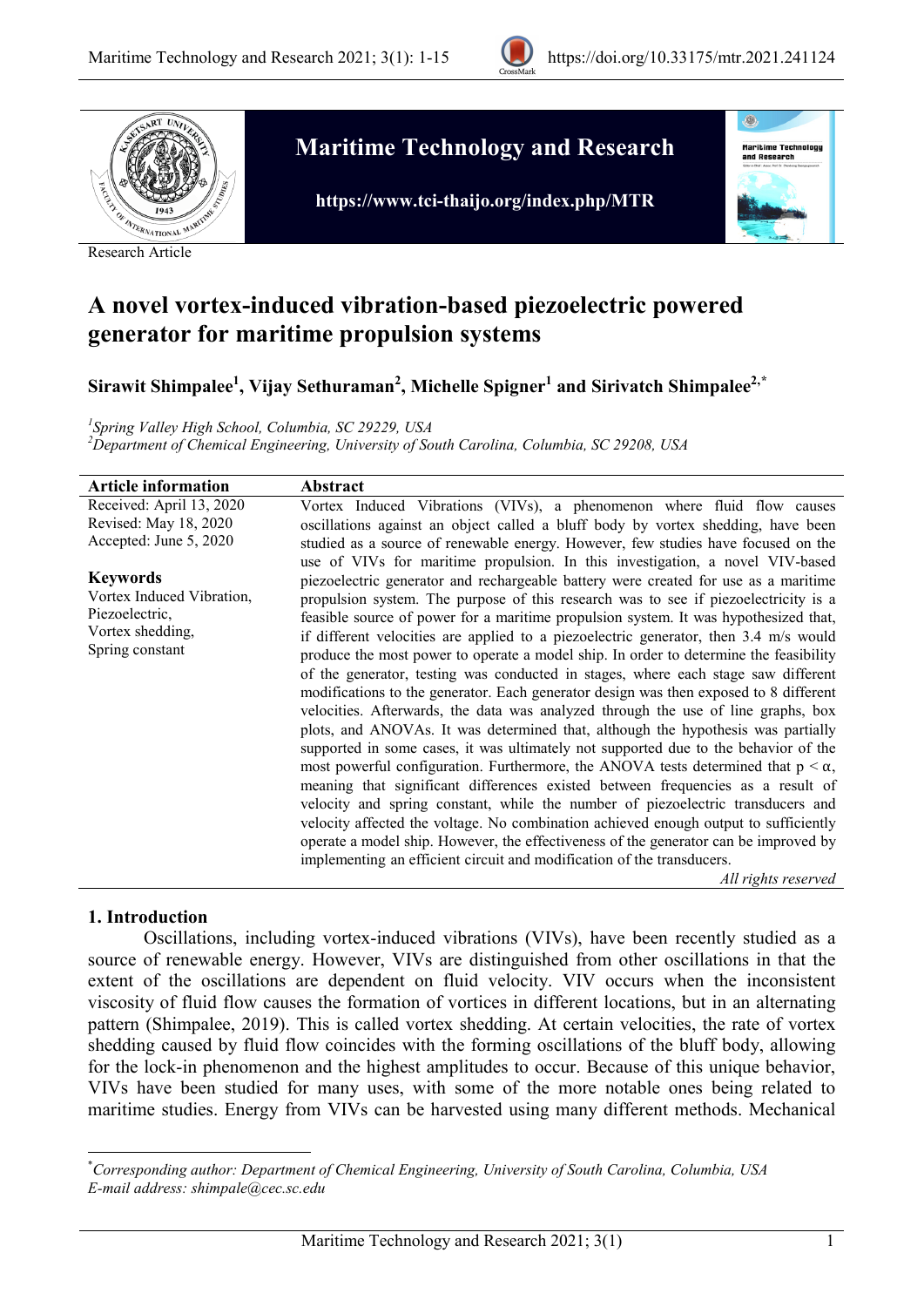Research Article

# A novel vortex-induced vibration-based piezoelectric powered generator for maritime propulsion systems

**Sirawit Shimpalee[1], Vijay Sethuraman[2], Michelle Spigner[1] and Sirivatch Shimpalee[2,*]**

*[1]Spring Valley High School, Columbia, SC 29229, USA*
*[2]Department of Chemical Engineering, University of South Carolina, Columbia, SC 29208, USA*

**Article information**

Received: April 13, 2020
Revised: May 18, 2020
Accepted: June 5, 2020

**Keywords**

Vortex Induced Vibration, Piezoelectric, Vortex shedding, Spring constant

**Abstract**

Vortex Induced Vibrations (VIVs), a phenomenon where fluid flow causes oscillations against an object called a bluff body by vortex shedding, have been studied as a source of renewable energy. However, few studies have focused on the use of VIVs for maritime propulsion. In this investigation, a novel VIV-based piezoelectric generator and rechargeable battery were created for use as a maritime propulsion system. The purpose of this research was to see if piezoelectricity is a feasible source of power for a maritime propulsion system. It was hypothesized that, if different velocities are applied to a piezoelectric generator, then 3.4 m/s would produce the most power to operate a model ship. In order to determine the feasibility of the generator, testing was conducted in stages, where each stage saw different modifications to the generator. Each generator design was then exposed to 8 different velocities. Afterwards, the data was analyzed through the use of line graphs, box plots, and ANOVAs. It was determined that, although the hypothesis was partially supported in some cases, it was ultimately not supported due to the behavior of the most powerful configuration. Furthermore, the ANOVA tests determined that $p < \alpha$, meaning that significant differences existed between frequencies as a result of velocity and spring constant, while the number of piezoelectric transducers and velocity affected the voltage. No combination achieved enough output to sufficiently operate a model ship. However, the effectiveness of the generator can be improved by implementing an efficient circuit and modification of the transducers.

*All rights reserved*

## 1. Introduction

Oscillations, including vortex-induced vibrations (VIVs), have been recently studied as a source of renewable energy. However, VIVs are distinguished from other oscillations in that the extent of the oscillations are dependent on fluid velocity. VIV occurs when the inconsistent viscosity of fluid flow causes the formation of vortices in different locations, but in an alternating pattern (Shimpalee, 2019). This is called vortex shedding. At certain velocities, the rate of vortex shedding caused by fluid flow coincides with the forming oscillations of the bluff body, allowing for the lock-in phenomenon and the highest amplitudes to occur. Because of this unique behavior, VIVs have been studied for many uses, with some of the more notable ones being related to maritime studies. Energy from VIVs can be harvested using many different methods. Mechanical

---

*Corresponding author: Department of Chemical Engineering, University of South Carolina, Columbia, USA
*E-mail address: shimpale@cec.sc.edu*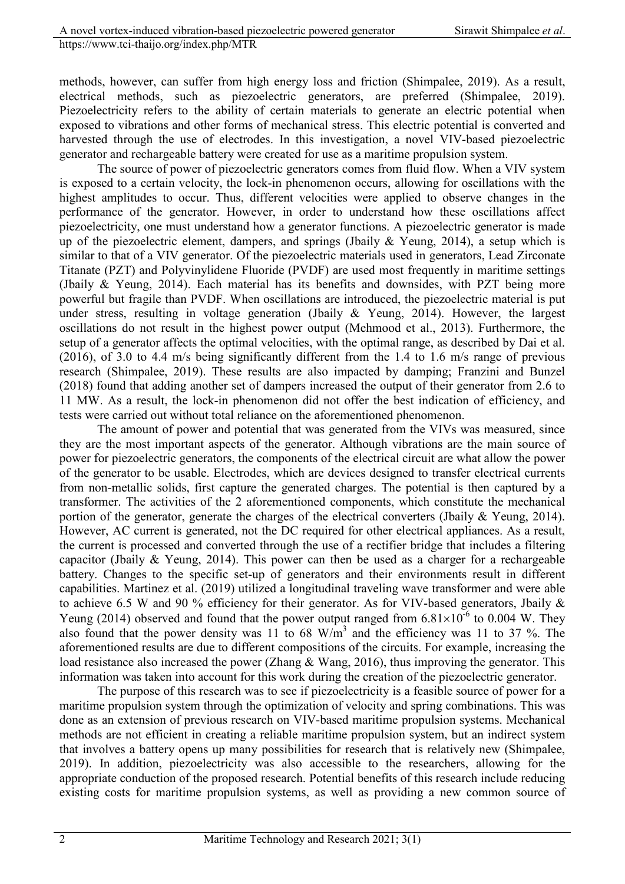methods, however, can suffer from high energy loss and friction (Shimpalee, 2019). As a result, electrical methods, such as piezoelectric generators, are preferred (Shimpalee, 2019). Piezoelectricity refers to the ability of certain materials to generate an electric potential when exposed to vibrations and other forms of mechanical stress. This electric potential is converted and harvested through the use of electrodes. In this investigation, a novel VIV-based piezoelectric generator and rechargeable battery were created for use as a maritime propulsion system.

The source of power of piezoelectric generators comes from fluid flow. When a VIV system is exposed to a certain velocity, the lock-in phenomenon occurs, allowing for oscillations with the highest amplitudes to occur. Thus, different velocities were applied to observe changes in the performance of the generator. However, in order to understand how these oscillations affect piezoelectricity, one must understand how a generator functions. A piezoelectric generator is made up of the piezoelectric element, dampers, and springs (Jbaily & Yeung, 2014), a setup which is similar to that of a VIV generator. Of the piezoelectric materials used in generators, Lead Zirconate Titanate (PZT) and Polyvinylidene Fluoride (PVDF) are used most frequently in maritime settings (Jbaily & Yeung, 2014). Each material has its benefits and downsides, with PZT being more powerful but fragile than PVDF. When oscillations are introduced, the piezoelectric material is put under stress, resulting in voltage generation (Jbaily & Yeung, 2014). However, the largest oscillations do not result in the highest power output (Mehmood et al., 2013). Furthermore, the setup of a generator affects the optimal velocities, with the optimal range, as described by Dai et al. (2016), of 3.0 to 4.4 m/s being significantly different from the 1.4 to 1.6 m/s range of previous research (Shimpalee, 2019). These results are also impacted by damping; Franzini and Bunzel (2018) found that adding another set of dampers increased the output of their generator from 2.6 to 11 MW. As a result, the lock-in phenomenon did not offer the best indication of efficiency, and tests were carried out without total reliance on the aforementioned phenomenon.

The amount of power and potential that was generated from the VIVs was measured, since they are the most important aspects of the generator. Although vibrations are the main source of power for piezoelectric generators, the components of the electrical circuit are what allow the power of the generator to be usable. Electrodes, which are devices designed to transfer electrical currents from non-metallic solids, first capture the generated charges. The potential is then captured by a transformer. The activities of the 2 aforementioned components, which constitute the mechanical portion of the generator, generate the charges of the electrical converters (Jbaily & Yeung, 2014). However, AC current is generated, not the DC required for other electrical appliances. As a result, the current is processed and converted through the use of a rectifier bridge that includes a filtering capacitor (Jbaily & Yeung, 2014). This power can then be used as a charger for a rechargeable battery. Changes to the specific set-up of generators and their environments result in different capabilities. Martinez et al. (2019) utilized a longitudinal traveling wave transformer and were able to achieve 6.5 W and 90 % efficiency for their generator. As for VIV-based generators, Jbaily & Yeung (2014) observed and found that the power output ranged from $6.81\times10^{-6}$ to 0.004 W. They also found that the power density was 11 to 68 $W/m^3$ and the efficiency was 11 to 37 %. The aforementioned results are due to different compositions of the circuits. For example, increasing the load resistance also increased the power (Zhang & Wang, 2016), thus improving the generator. This information was taken into account for this work during the creation of the piezoelectric generator.

The purpose of this research was to see if piezoelectricity is a feasible source of power for a maritime propulsion system through the optimization of velocity and spring combinations. This was done as an extension of previous research on VIV-based maritime propulsion systems. Mechanical methods are not efficient in creating a reliable maritime propulsion system, but an indirect system that involves a battery opens up many possibilities for research that is relatively new (Shimpalee, 2019). In addition, piezoelectricity was also accessible to the researchers, allowing for the appropriate conduction of the proposed research. Potential benefits of this research include reducing existing costs for maritime propulsion systems, as well as providing a new common source of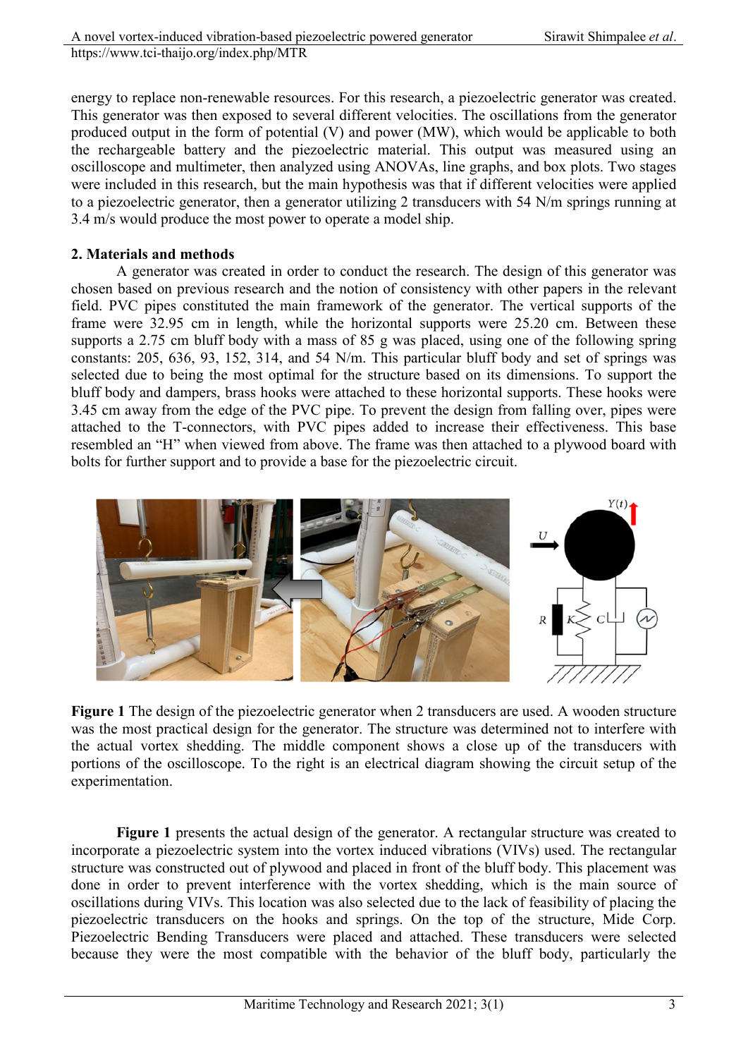energy to replace non-renewable resources. For this research, a piezoelectric generator was created. This generator was then exposed to several different velocities. The oscillations from the generator produced output in the form of potential (V) and power (MW), which would be applicable to both the rechargeable battery and the piezoelectric material. This output was measured using an oscilloscope and multimeter, then analyzed using ANOVAs, line graphs, and box plots. Two stages were included in this research, but the main hypothesis was that if different velocities were applied to a piezoelectric generator, then a generator utilizing 2 transducers with 54 N/m springs running at 3.4 m/s would produce the most power to operate a model ship.

## 2. Materials and methods

A generator was created in order to conduct the research. The design of this generator was chosen based on previous research and the notion of consistency with other papers in the relevant field. PVC pipes constituted the main framework of the generator. The vertical supports of the frame were 32.95 cm in length, while the horizontal supports were 25.20 cm. Between these supports a 2.75 cm bluff body with a mass of 85 g was placed, using one of the following spring constants: 205, 636, 93, 152, 314, and 54 N/m. This particular bluff body and set of springs was selected due to being the most optimal for the structure based on its dimensions. To support the bluff body and dampers, brass hooks were attached to these horizontal supports. These hooks were 3.45 cm away from the edge of the PVC pipe. To prevent the design from falling over, pipes were attached to the T-connectors, with PVC pipes added to increase their effectiveness. This base resembled an "H" when viewed from above. The frame was then attached to a plywood board with bolts for further support and to provide a base for the piezoelectric circuit.

**Figure 1** The design of the piezoelectric generator when 2 transducers are used. A wooden structure was the most practical design for the generator. The structure was determined not to interfere with the actual vortex shedding. The middle component shows a close up of the transducers with portions of the oscilloscope. To the right is an electrical diagram showing the circuit setup of the experimentation.

**Figure 1** presents the actual design of the generator. A rectangular structure was created to incorporate a piezoelectric system into the vortex induced vibrations (VIVs) used. The rectangular structure was constructed out of plywood and placed in front of the bluff body. This placement was done in order to prevent interference with the vortex shedding, which is the main source of oscillations during VIVs. This location was also selected due to the lack of feasibility of placing the piezoelectric transducers on the hooks and springs. On the top of the structure, Mide Corp. Piezoelectric Bending Transducers were placed and attached. These transducers were selected because they were the most compatible with the behavior of the bluff body, particularly the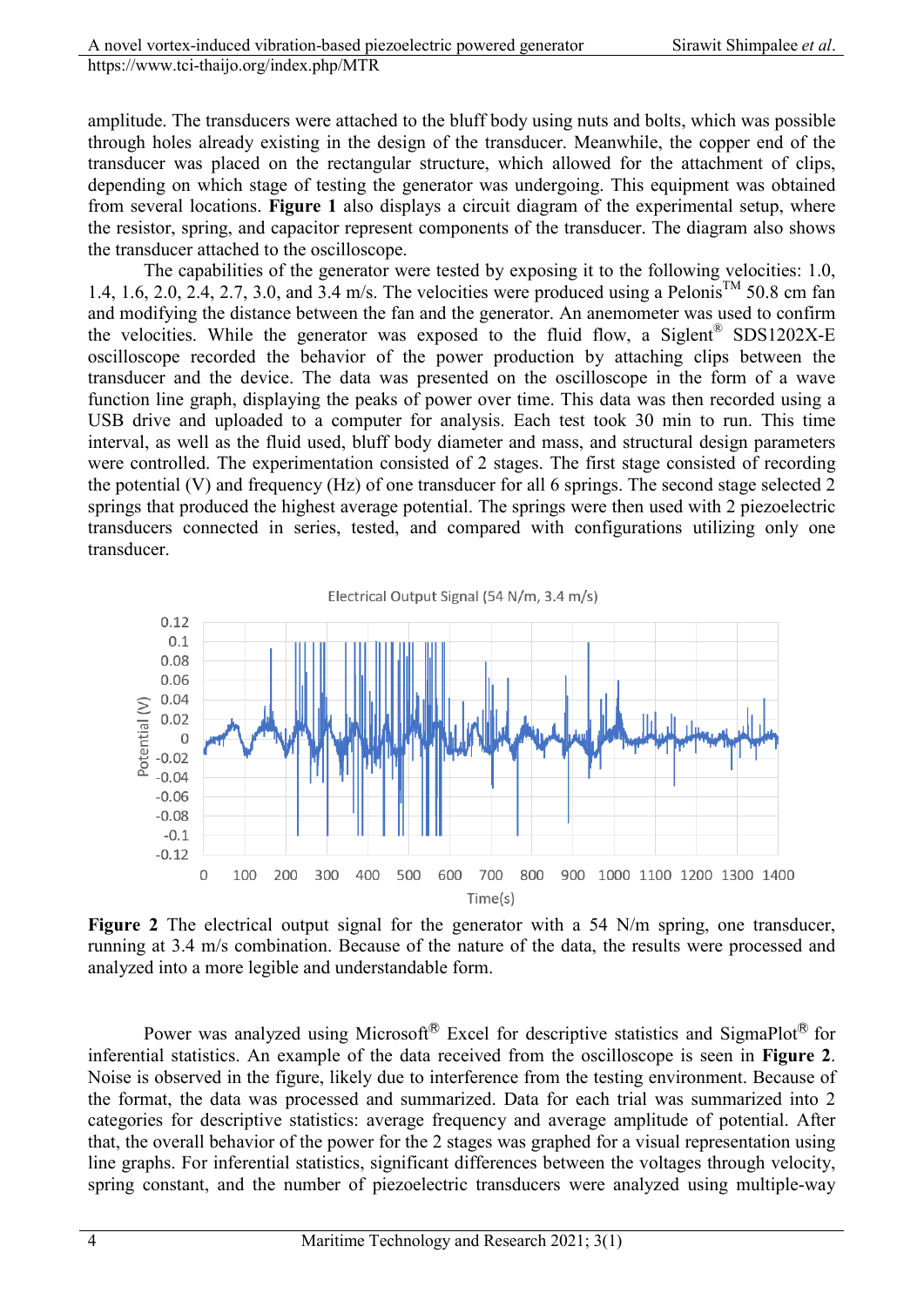amplitude. The transducers were attached to the bluff body using nuts and bolts, which was possible through holes already existing in the design of the transducer. Meanwhile, the copper end of the transducer was placed on the rectangular structure, which allowed for the attachment of clips, depending on which stage of testing the generator was undergoing. This equipment was obtained from several locations. **Figure 1** also displays a circuit diagram of the experimental setup, where the resistor, spring, and capacitor represent components of the transducer. The diagram also shows the transducer attached to the oscilloscope.

The capabilities of the generator were tested by exposing it to the following velocities: 1.0, 1.4, 1.6, 2.0, 2.4, 2.7, 3.0, and 3.4 m/s. The velocities were produced using a Pelonis™ 50.8 cm fan and modifying the distance between the fan and the generator. An anemometer was used to confirm the velocities. While the generator was exposed to the fluid flow, a Siglent® SDS1202X-E oscilloscope recorded the behavior of the power production by attaching clips between the transducer and the device. The data was presented on the oscilloscope in the form of a wave function line graph, displaying the peaks of power over time. This data was then recorded using a USB drive and uploaded to a computer for analysis. Each test took 30 min to run. This time interval, as well as the fluid used, bluff body diameter and mass, and structural design parameters were controlled. The experimentation consisted of 2 stages. The first stage consisted of recording the potential (V) and frequency (Hz) of one transducer for all 6 springs. The second stage selected 2 springs that produced the highest average potential. The springs were then used with 2 piezoelectric transducers connected in series, tested, and compared with configurations utilizing only one transducer.

**Figure 2** The electrical output signal for the generator with a 54 N/m spring, one transducer, running at 3.4 m/s combination. Because of the nature of the data, the results were processed and analyzed into a more legible and understandable form.

Power was analyzed using Microsoft® Excel for descriptive statistics and SigmaPlot® for inferential statistics. An example of the data received from the oscilloscope is seen in **Figure 2**. Noise is observed in the figure, likely due to interference from the testing environment. Because of the format, the data was processed and summarized. Data for each trial was summarized into 2 categories for descriptive statistics: average frequency and average amplitude of potential. After that, the overall behavior of the power for the 2 stages was graphed for a visual representation using line graphs. For inferential statistics, significant differences between the voltages through velocity, spring constant, and the number of piezoelectric transducers were analyzed using multiple-way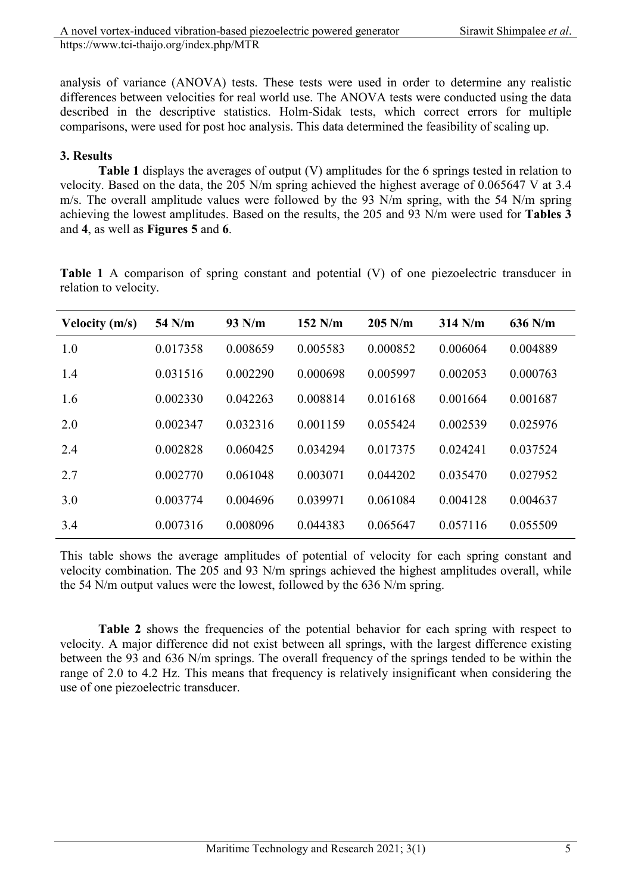analysis of variance (ANOVA) tests. These tests were used in order to determine any realistic differences between velocities for real world use. The ANOVA tests were conducted using the data described in the descriptive statistics. Holm-Sidak tests, which correct errors for multiple comparisons, were used for post hoc analysis. This data determined the feasibility of scaling up.

## 3. Results

**Table 1** displays the averages of output (V) amplitudes for the 6 springs tested in relation to velocity. Based on the data, the 205 N/m spring achieved the highest average of 0.065647 V at 3.4 m/s. The overall amplitude values were followed by the 93 N/m spring, with the 54 N/m spring achieving the lowest amplitudes. Based on the results, the 205 and 93 N/m were used for **Tables 3** and **4**, as well as **Figures 5** and **6**.

**Table 1** A comparison of spring constant and potential (V) of one piezoelectric transducer in relation to velocity.

| Velocity (m/s) | 54 N/m | 93 N/m | 152 N/m | 205 N/m | 314 N/m | 636 N/m |
|---|---|---|---|---|---|---|
| 1.0 | 0.017358 | 0.008659 | 0.005583 | 0.000852 | 0.006064 | 0.004889 |
| 1.4 | 0.031516 | 0.002290 | 0.000698 | 0.005997 | 0.002053 | 0.000763 |
| 1.6 | 0.002330 | 0.042263 | 0.008814 | 0.016168 | 0.001664 | 0.001687 |
| 2.0 | 0.002347 | 0.032316 | 0.001159 | 0.055424 | 0.002539 | 0.025976 |
| 2.4 | 0.002828 | 0.060425 | 0.034294 | 0.017375 | 0.024241 | 0.037524 |
| 2.7 | 0.002770 | 0.061048 | 0.003071 | 0.044202 | 0.035470 | 0.027952 |
| 3.0 | 0.003774 | 0.004696 | 0.039971 | 0.061084 | 0.004128 | 0.004637 |
| 3.4 | 0.007316 | 0.008096 | 0.044383 | 0.065647 | 0.057116 | 0.055509 |

This table shows the average amplitudes of potential of velocity for each spring constant and velocity combination. The 205 and 93 N/m springs achieved the highest amplitudes overall, while the 54 N/m output values were the lowest, followed by the 636 N/m spring.

**Table 2** shows the frequencies of the potential behavior for each spring with respect to velocity. A major difference did not exist between all springs, with the largest difference existing between the 93 and 636 N/m springs. The overall frequency of the springs tended to be within the range of 2.0 to 4.2 Hz. This means that frequency is relatively insignificant when considering the use of one piezoelectric transducer.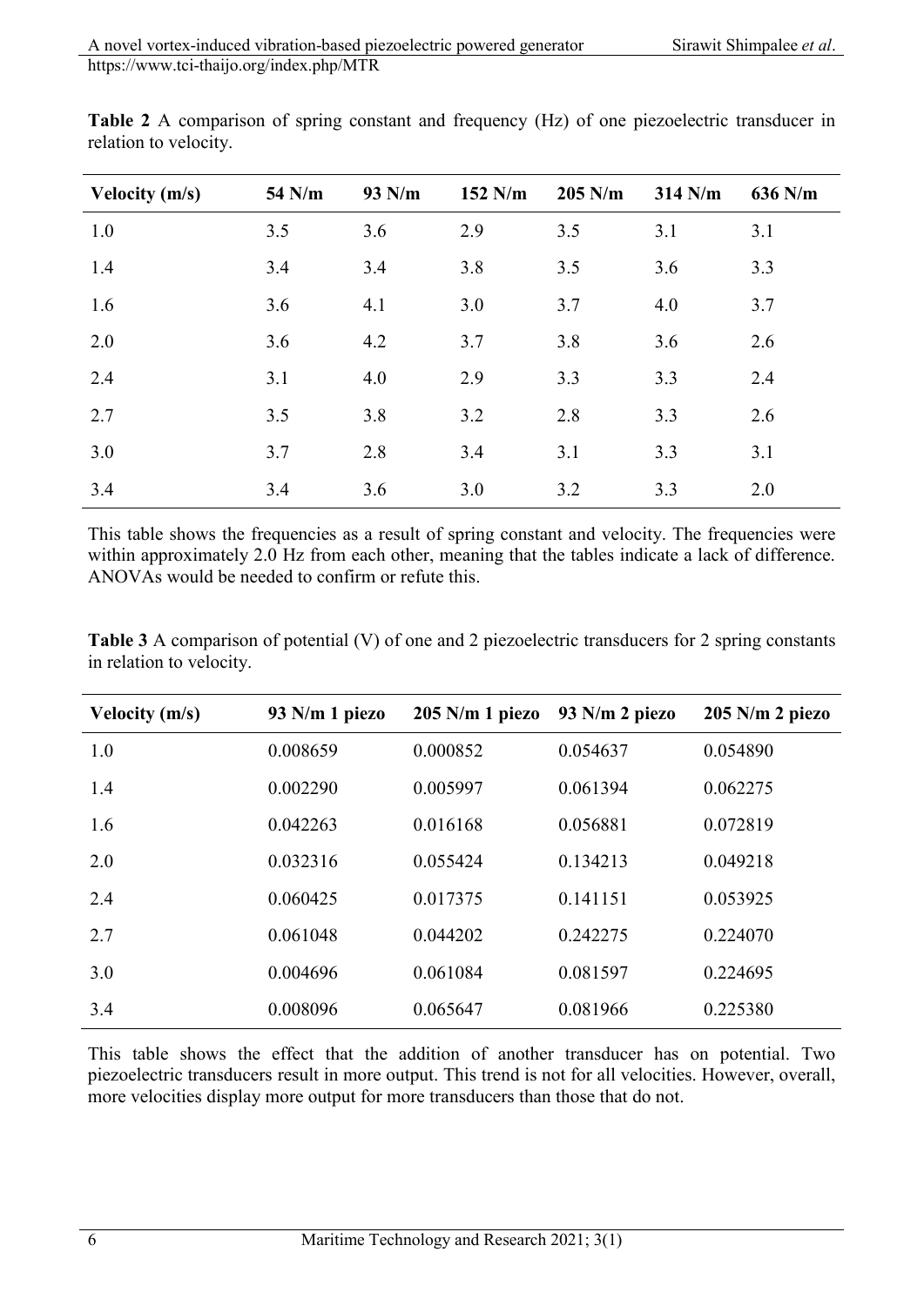**Table 2** A comparison of spring constant and frequency (Hz) of one piezoelectric transducer in relation to velocity.

| Velocity (m/s) | 54 N/m | 93 N/m | 152 N/m | 205 N/m | 314 N/m | 636 N/m |
|---|---|---|---|---|---|---|
| 1.0 | 3.5 | 3.6 | 2.9 | 3.5 | 3.1 | 3.1 |
| 1.4 | 3.4 | 3.4 | 3.8 | 3.5 | 3.6 | 3.3 |
| 1.6 | 3.6 | 4.1 | 3.0 | 3.7 | 4.0 | 3.7 |
| 2.0 | 3.6 | 4.2 | 3.7 | 3.8 | 3.6 | 2.6 |
| 2.4 | 3.1 | 4.0 | 2.9 | 3.3 | 3.3 | 2.4 |
| 2.7 | 3.5 | 3.8 | 3.2 | 2.8 | 3.3 | 2.6 |
| 3.0 | 3.7 | 2.8 | 3.4 | 3.1 | 3.3 | 3.1 |
| 3.4 | 3.4 | 3.6 | 3.0 | 3.2 | 3.3 | 2.0 |

This table shows the frequencies as a result of spring constant and velocity. The frequencies were within approximately 2.0 Hz from each other, meaning that the tables indicate a lack of difference. ANOVAs would be needed to confirm or refute this.

**Table 3** A comparison of potential (V) of one and 2 piezoelectric transducers for 2 spring constants in relation to velocity.

| Velocity (m/s) | 93 N/m 1 piezo | 205 N/m 1 piezo | 93 N/m 2 piezo | 205 N/m 2 piezo |
|---|---|---|---|---|
| 1.0 | 0.008659 | 0.000852 | 0.054637 | 0.054890 |
| 1.4 | 0.002290 | 0.005997 | 0.061394 | 0.062275 |
| 1.6 | 0.042263 | 0.016168 | 0.056881 | 0.072819 |
| 2.0 | 0.032316 | 0.055424 | 0.134213 | 0.049218 |
| 2.4 | 0.060425 | 0.017375 | 0.141151 | 0.053925 |
| 2.7 | 0.061048 | 0.044202 | 0.242275 | 0.224070 |
| 3.0 | 0.004696 | 0.061084 | 0.081597 | 0.224695 |
| 3.4 | 0.008096 | 0.065647 | 0.081966 | 0.225380 |

This table shows the effect that the addition of another transducer has on potential. Two piezoelectric transducers result in more output. This trend is not for all velocities. However, overall, more velocities display more output for more transducers than those that do not.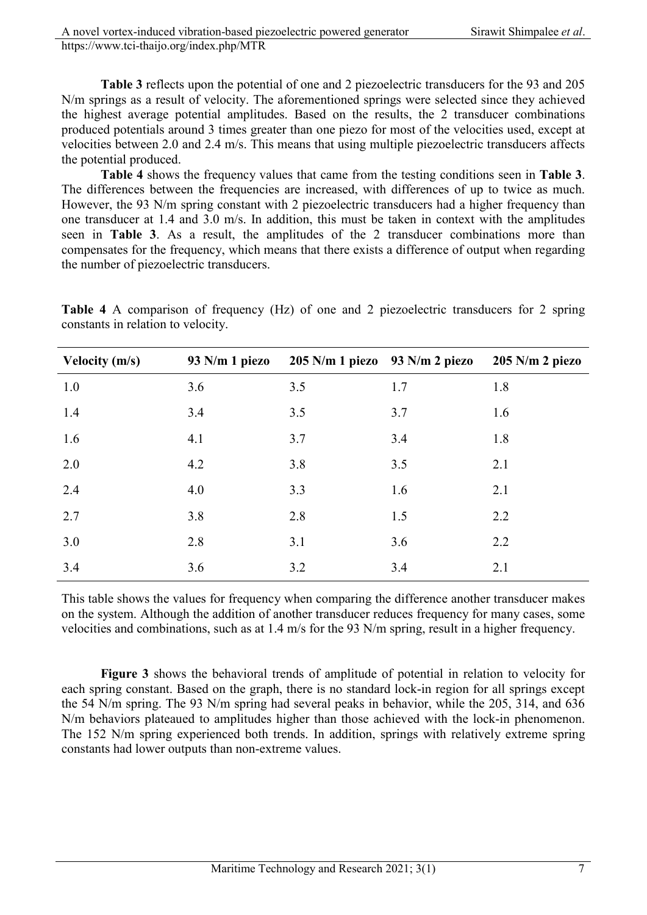**Table 3** reflects upon the potential of one and 2 piezoelectric transducers for the 93 and 205 N/m springs as a result of velocity. The aforementioned springs were selected since they achieved the highest average potential amplitudes. Based on the results, the 2 transducer combinations produced potentials around 3 times greater than one piezo for most of the velocities used, except at velocities between 2.0 and 2.4 m/s. This means that using multiple piezoelectric transducers affects the potential produced.

**Table 4** shows the frequency values that came from the testing conditions seen in **Table 3**. The differences between the frequencies are increased, with differences of up to twice as much. However, the 93 N/m spring constant with 2 piezoelectric transducers had a higher frequency than one transducer at 1.4 and 3.0 m/s. In addition, this must be taken in context with the amplitudes seen in **Table 3**. As a result, the amplitudes of the 2 transducer combinations more than compensates for the frequency, which means that there exists a difference of output when regarding the number of piezoelectric transducers.

**Table 4** A comparison of frequency (Hz) of one and 2 piezoelectric transducers for 2 spring constants in relation to velocity.

| Velocity (m/s) | 93 N/m 1 piezo | 205 N/m 1 piezo | 93 N/m 2 piezo | 205 N/m 2 piezo |
|---|---|---|---|---|
| 1.0 | 3.6 | 3.5 | 1.7 | 1.8 |
| 1.4 | 3.4 | 3.5 | 3.7 | 1.6 |
| 1.6 | 4.1 | 3.7 | 3.4 | 1.8 |
| 2.0 | 4.2 | 3.8 | 3.5 | 2.1 |
| 2.4 | 4.0 | 3.3 | 1.6 | 2.1 |
| 2.7 | 3.8 | 2.8 | 1.5 | 2.2 |
| 3.0 | 2.8 | 3.1 | 3.6 | 2.2 |
| 3.4 | 3.6 | 3.2 | 3.4 | 2.1 |

This table shows the values for frequency when comparing the difference another transducer makes on the system. Although the addition of another transducer reduces frequency for many cases, some velocities and combinations, such as at 1.4 m/s for the 93 N/m spring, result in a higher frequency.

**Figure 3** shows the behavioral trends of amplitude of potential in relation to velocity for each spring constant. Based on the graph, there is no standard lock-in region for all springs except the 54 N/m spring. The 93 N/m spring had several peaks in behavior, while the 205, 314, and 636 N/m behaviors plateaued to amplitudes higher than those achieved with the lock-in phenomenon. The 152 N/m spring experienced both trends. In addition, springs with relatively extreme spring constants had lower outputs than non-extreme values.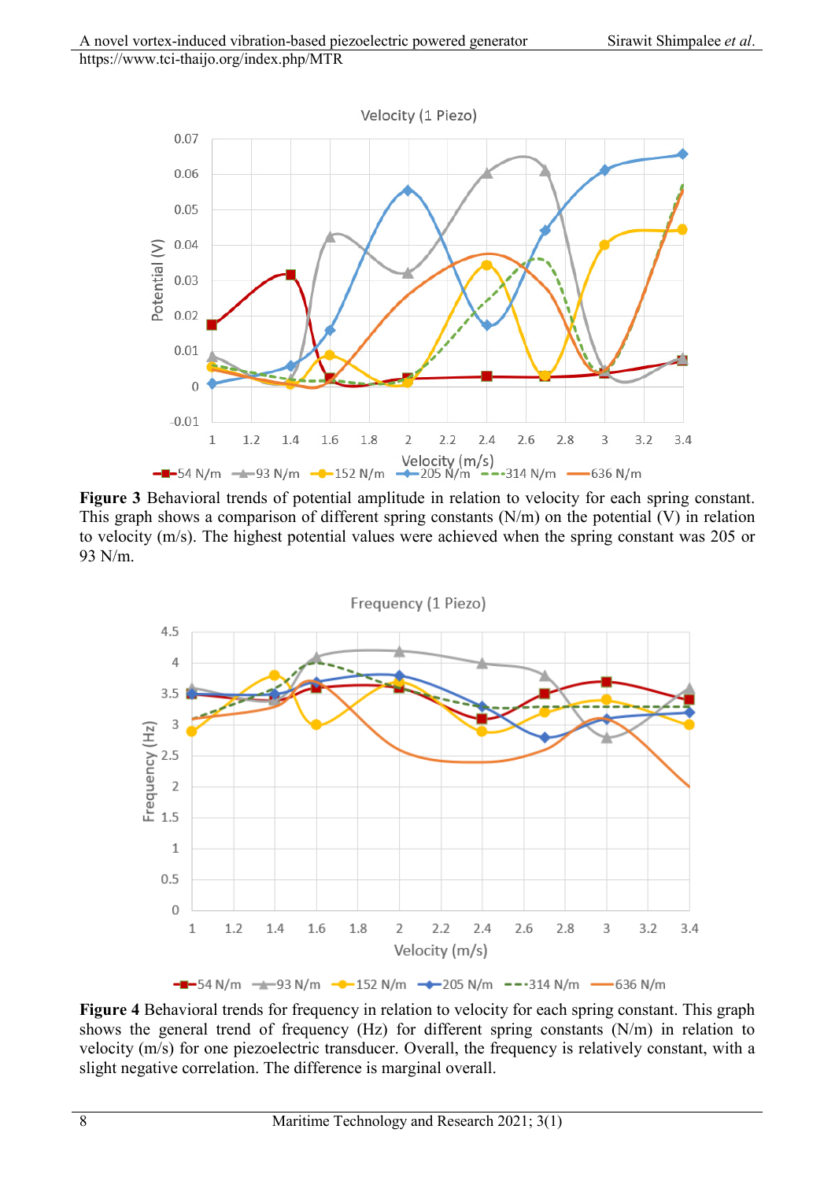Figure 3 Behavioral trends of potential amplitude in relation to velocity for each spring constant. This graph shows a comparison of different spring constants (N/m) on the potential (V) in relation to velocity (m/s). The highest potential values were achieved when the spring constant was 205 or 93 N/m.

Figure 4 Behavioral trends for frequency in relation to velocity for each spring constant. This graph shows the general trend of frequency (Hz) for different spring constants (N/m) in relation to velocity (m/s) for one piezoelectric transducer. Overall, the frequency is relatively constant, with a slight negative correlation. The difference is marginal overall.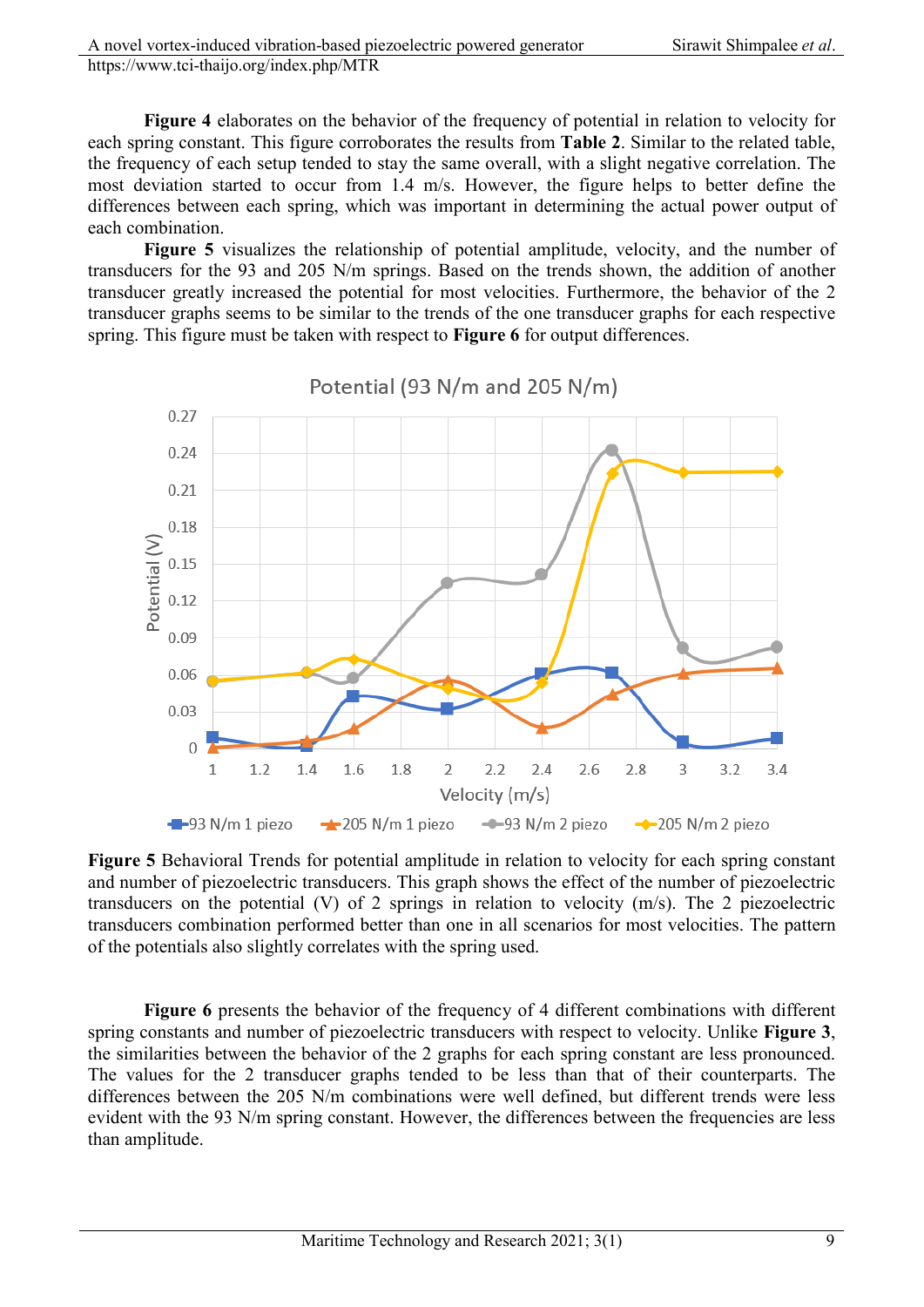**Figure 4** elaborates on the behavior of the frequency of potential in relation to velocity for each spring constant. This figure corroborates the results from **Table 2**. Similar to the related table, the frequency of each setup tended to stay the same overall, with a slight negative correlation. The most deviation started to occur from 1.4 m/s. However, the figure helps to better define the differences between each spring, which was important in determining the actual power output of each combination.

**Figure 5** visualizes the relationship of potential amplitude, velocity, and the number of transducers for the 93 and 205 N/m springs. Based on the trends shown, the addition of another transducer greatly increased the potential for most velocities. Furthermore, the behavior of the 2 transducer graphs seems to be similar to the trends of the one transducer graphs for each respective spring. This figure must be taken with respect to **Figure 6** for output differences.

**Figure 5** Behavioral Trends for potential amplitude in relation to velocity for each spring constant and number of piezoelectric transducers. This graph shows the effect of the number of piezoelectric transducers on the potential (V) of 2 springs in relation to velocity (m/s). The 2 piezoelectric transducers combination performed better than one in all scenarios for most velocities. The pattern of the potentials also slightly correlates with the spring used.

**Figure 6** presents the behavior of the frequency of 4 different combinations with different spring constants and number of piezoelectric transducers with respect to velocity. Unlike **Figure 3**, the similarities between the behavior of the 2 graphs for each spring constant are less pronounced. The values for the 2 transducer graphs tended to be less than that of their counterparts. The differences between the 205 N/m combinations were well defined, but different trends were less evident with the 93 N/m spring constant. However, the differences between the frequencies are less than amplitude.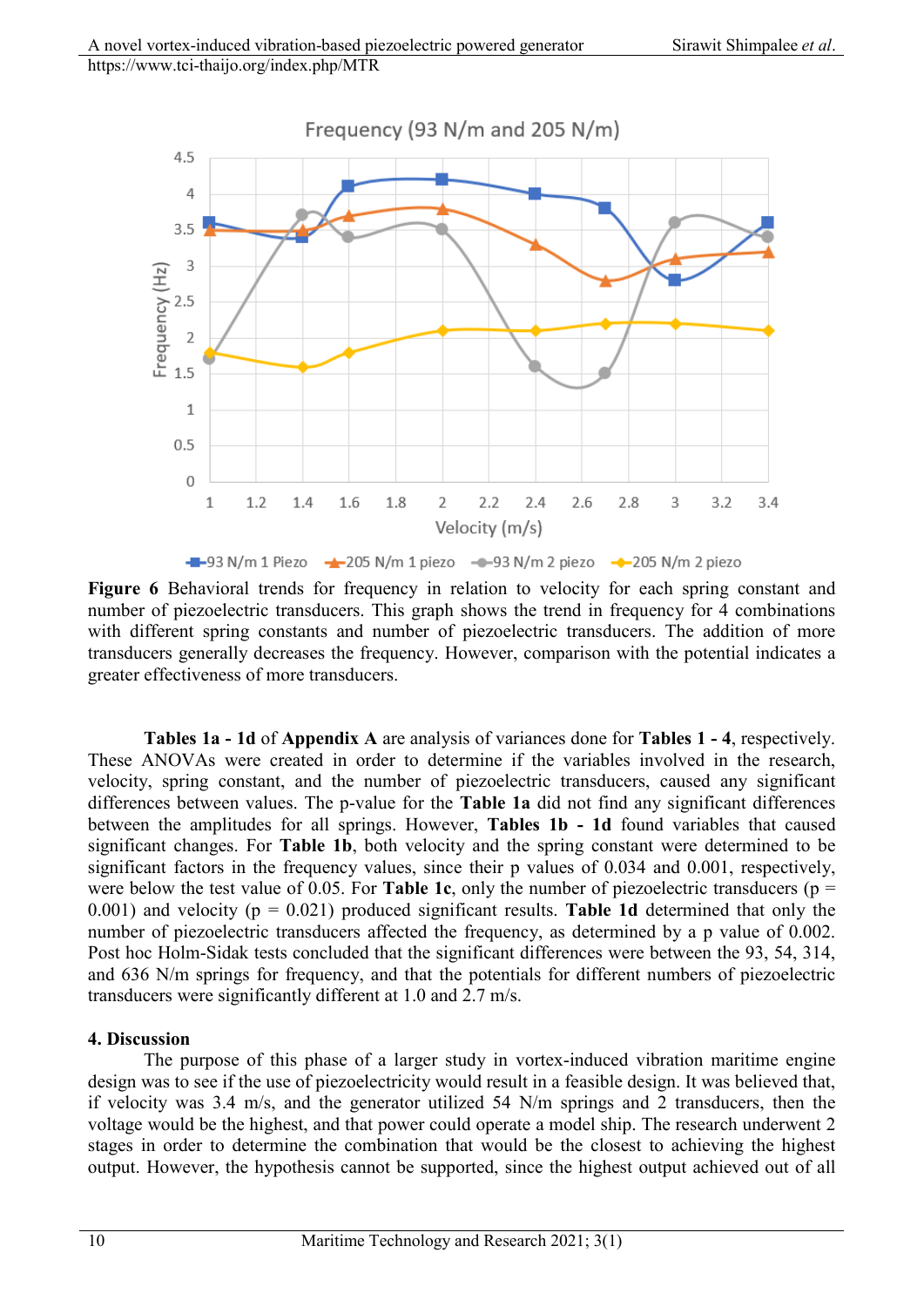**Figure 6** Behavioral trends for frequency in relation to velocity for each spring constant and number of piezoelectric transducers. This graph shows the trend in frequency for 4 combinations with different spring constants and number of piezoelectric transducers. The addition of more transducers generally decreases the frequency. However, comparison with the potential indicates a greater effectiveness of more transducers.

**Tables 1a - 1d** of **Appendix A** are analysis of variances done for **Tables 1 - 4**, respectively. These ANOVAs were created in order to determine if the variables involved in the research, velocity, spring constant, and the number of piezoelectric transducers, caused any significant differences between values. The p-value for the **Table 1a** did not find any significant differences between the amplitudes for all springs. However, **Tables 1b - 1d** found variables that caused significant changes. For **Table 1b**, both velocity and the spring constant were determined to be significant factors in the frequency values, since their p values of 0.034 and 0.001, respectively, were below the test value of 0.05. For **Table 1c**, only the number of piezoelectric transducers ($p = 0.001$) and velocity ($p = 0.021$) produced significant results. **Table 1d** determined that only the number of piezoelectric transducers affected the frequency, as determined by a p value of 0.002. Post hoc Holm-Sidak tests concluded that the significant differences were between the 93, 54, 314, and 636 N/m springs for frequency, and that the potentials for different numbers of piezoelectric transducers were significantly different at 1.0 and 2.7 m/s.

## 4. Discussion

The purpose of this phase of a larger study in vortex-induced vibration maritime engine design was to see if the use of piezoelectricity would result in a feasible design. It was believed that, if velocity was 3.4 m/s, and the generator utilized 54 N/m springs and 2 transducers, then the voltage would be the highest, and that power could operate a model ship. The research underwent 2 stages in order to determine the combination that would be the closest to achieving the highest output. However, the hypothesis cannot be supported, since the highest output achieved out of all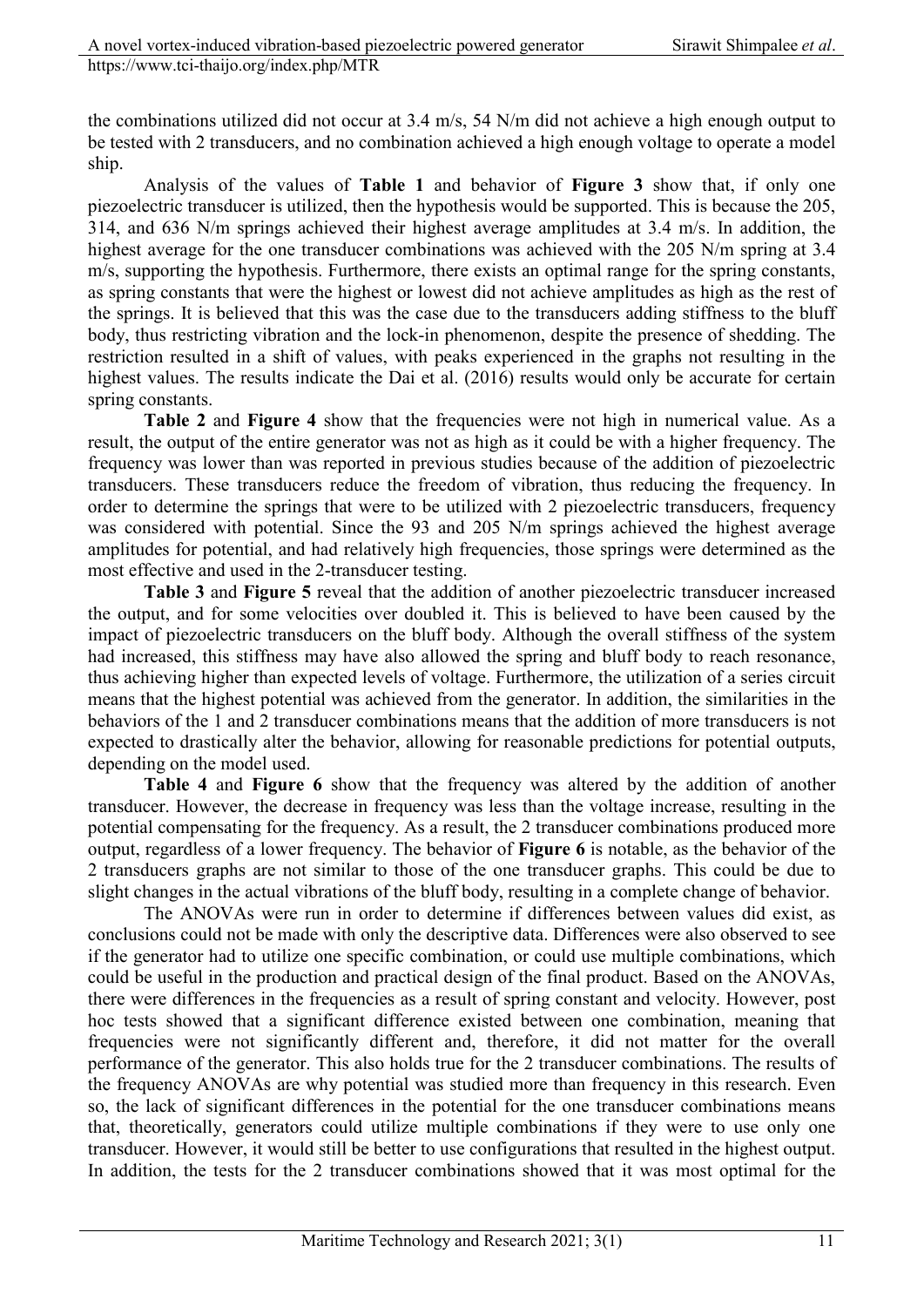the combinations utilized did not occur at 3.4 m/s, 54 N/m did not achieve a high enough output to be tested with 2 transducers, and no combination achieved a high enough voltage to operate a model ship.

Analysis of the values of **Table 1** and behavior of **Figure 3** show that, if only one piezoelectric transducer is utilized, then the hypothesis would be supported. This is because the 205, 314, and 636 N/m springs achieved their highest average amplitudes at 3.4 m/s. In addition, the highest average for the one transducer combinations was achieved with the 205 N/m spring at 3.4 m/s, supporting the hypothesis. Furthermore, there exists an optimal range for the spring constants, as spring constants that were the highest or lowest did not achieve amplitudes as high as the rest of the springs. It is believed that this was the case due to the transducers adding stiffness to the bluff body, thus restricting vibration and the lock-in phenomenon, despite the presence of shedding. The restriction resulted in a shift of values, with peaks experienced in the graphs not resulting in the highest values. The results indicate the Dai et al. (2016) results would only be accurate for certain spring constants.

**Table 2** and **Figure 4** show that the frequencies were not high in numerical value. As a result, the output of the entire generator was not as high as it could be with a higher frequency. The frequency was lower than was reported in previous studies because of the addition of piezoelectric transducers. These transducers reduce the freedom of vibration, thus reducing the frequency. In order to determine the springs that were to be utilized with 2 piezoelectric transducers, frequency was considered with potential. Since the 93 and 205 N/m springs achieved the highest average amplitudes for potential, and had relatively high frequencies, those springs were determined as the most effective and used in the 2-transducer testing.

**Table 3** and **Figure 5** reveal that the addition of another piezoelectric transducer increased the output, and for some velocities over doubled it. This is believed to have been caused by the impact of piezoelectric transducers on the bluff body. Although the overall stiffness of the system had increased, this stiffness may have also allowed the spring and bluff body to reach resonance, thus achieving higher than expected levels of voltage. Furthermore, the utilization of a series circuit means that the highest potential was achieved from the generator. In addition, the similarities in the behaviors of the 1 and 2 transducer combinations means that the addition of more transducers is not expected to drastically alter the behavior, allowing for reasonable predictions for potential outputs, depending on the model used.

**Table 4** and **Figure 6** show that the frequency was altered by the addition of another transducer. However, the decrease in frequency was less than the voltage increase, resulting in the potential compensating for the frequency. As a result, the 2 transducer combinations produced more output, regardless of a lower frequency. The behavior of **Figure 6** is notable, as the behavior of the 2 transducers graphs are not similar to those of the one transducer graphs. This could be due to slight changes in the actual vibrations of the bluff body, resulting in a complete change of behavior.

The ANOVAs were run in order to determine if differences between values did exist, as conclusions could not be made with only the descriptive data. Differences were also observed to see if the generator had to utilize one specific combination, or could use multiple combinations, which could be useful in the production and practical design of the final product. Based on the ANOVAs, there were differences in the frequencies as a result of spring constant and velocity. However, post hoc tests showed that a significant difference existed between one combination, meaning that frequencies were not significantly different and, therefore, it did not matter for the overall performance of the generator. This also holds true for the 2 transducer combinations. The results of the frequency ANOVAs are why potential was studied more than frequency in this research. Even so, the lack of significant differences in the potential for the one transducer combinations means that, theoretically, generators could utilize multiple combinations if they were to use only one transducer. However, it would still be better to use configurations that resulted in the highest output. In addition, the tests for the 2 transducer combinations showed that it was most optimal for the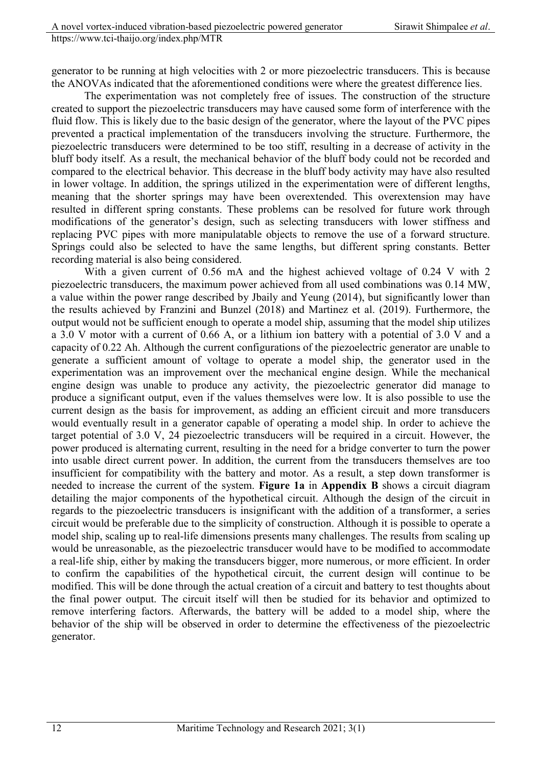generator to be running at high velocities with 2 or more piezoelectric transducers. This is because the ANOVAs indicated that the aforementioned conditions were where the greatest difference lies.

The experimentation was not completely free of issues. The construction of the structure created to support the piezoelectric transducers may have caused some form of interference with the fluid flow. This is likely due to the basic design of the generator, where the layout of the PVC pipes prevented a practical implementation of the transducers involving the structure. Furthermore, the piezoelectric transducers were determined to be too stiff, resulting in a decrease of activity in the bluff body itself. As a result, the mechanical behavior of the bluff body could not be recorded and compared to the electrical behavior. This decrease in the bluff body activity may have also resulted in lower voltage. In addition, the springs utilized in the experimentation were of different lengths, meaning that the shorter springs may have been overextended. This overextension may have resulted in different spring constants. These problems can be resolved for future work through modifications of the generator's design, such as selecting transducers with lower stiffness and replacing PVC pipes with more manipulatable objects to remove the use of a forward structure. Springs could also be selected to have the same lengths, but different spring constants. Better recording material is also being considered.

With a given current of 0.56 mA and the highest achieved voltage of 0.24 V with 2 piezoelectric transducers, the maximum power achieved from all used combinations was 0.14 MW, a value within the power range described by Jbaily and Yeung (2014), but significantly lower than the results achieved by Franzini and Bunzel (2018) and Martinez et al. (2019). Furthermore, the output would not be sufficient enough to operate a model ship, assuming that the model ship utilizes a 3.0 V motor with a current of 0.66 A, or a lithium ion battery with a potential of 3.0 V and a capacity of 0.22 Ah. Although the current configurations of the piezoelectric generator are unable to generate a sufficient amount of voltage to operate a model ship, the generator used in the experimentation was an improvement over the mechanical engine design. While the mechanical engine design was unable to produce any activity, the piezoelectric generator did manage to produce a significant output, even if the values themselves were low. It is also possible to use the current design as the basis for improvement, as adding an efficient circuit and more transducers would eventually result in a generator capable of operating a model ship. In order to achieve the target potential of 3.0 V, 24 piezoelectric transducers will be required in a circuit. However, the power produced is alternating current, resulting in the need for a bridge converter to turn the power into usable direct current power. In addition, the current from the transducers themselves are too insufficient for compatibility with the battery and motor. As a result, a step down transformer is needed to increase the current of the system. **Figure 1a** in **Appendix B** shows a circuit diagram detailing the major components of the hypothetical circuit. Although the design of the circuit in regards to the piezoelectric transducers is insignificant with the addition of a transformer, a series circuit would be preferable due to the simplicity of construction. Although it is possible to operate a model ship, scaling up to real-life dimensions presents many challenges. The results from scaling up would be unreasonable, as the piezoelectric transducer would have to be modified to accommodate a real-life ship, either by making the transducers bigger, more numerous, or more efficient. In order to confirm the capabilities of the hypothetical circuit, the current design will continue to be modified. This will be done through the actual creation of a circuit and battery to test thoughts about the final power output. The circuit itself will then be studied for its behavior and optimized to remove interfering factors. Afterwards, the battery will be added to a model ship, where the behavior of the ship will be observed in order to determine the effectiveness of the piezoelectric generator.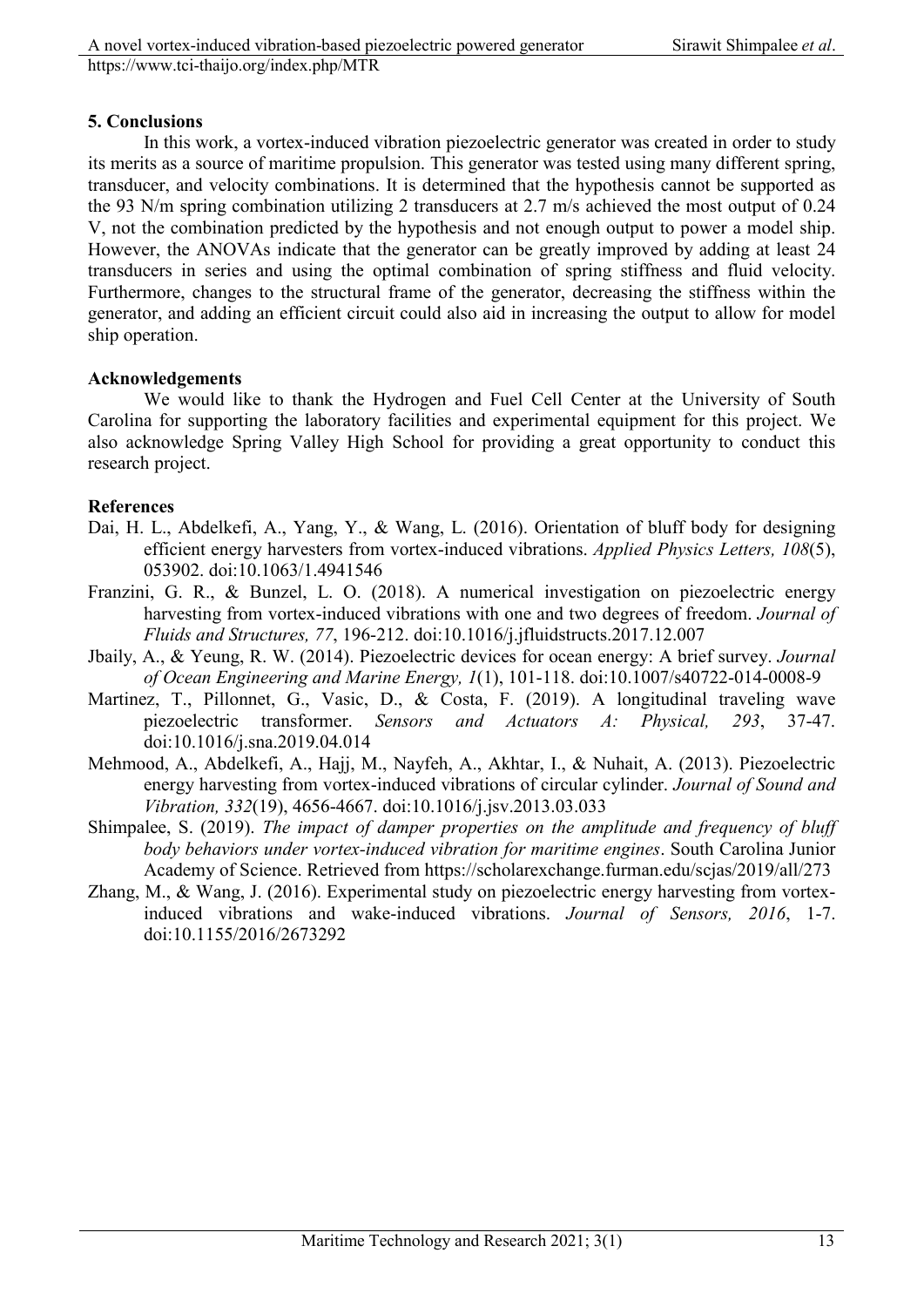## 5. Conclusions

In this work, a vortex-induced vibration piezoelectric generator was created in order to study its merits as a source of maritime propulsion. This generator was tested using many different spring, transducer, and velocity combinations. It is determined that the hypothesis cannot be supported as the 93 N/m spring combination utilizing 2 transducers at 2.7 m/s achieved the most output of 0.24 V, not the combination predicted by the hypothesis and not enough output to power a model ship. However, the ANOVAs indicate that the generator can be greatly improved by adding at least 24 transducers in series and using the optimal combination of spring stiffness and fluid velocity. Furthermore, changes to the structural frame of the generator, decreasing the stiffness within the generator, and adding an efficient circuit could also aid in increasing the output to allow for model ship operation.

## Acknowledgements

We would like to thank the Hydrogen and Fuel Cell Center at the University of South Carolina for supporting the laboratory facilities and experimental equipment for this project. We also acknowledge Spring Valley High School for providing a great opportunity to conduct this research project.

## References

Dai, H. L., Abdelkefi, A., Yang, Y., & Wang, L. (2016). Orientation of bluff body for designing efficient energy harvesters from vortex-induced vibrations. *Applied Physics Letters, 108*(5), 053902. doi:10.1063/1.4941546

Franzini, G. R., & Bunzel, L. O. (2018). A numerical investigation on piezoelectric energy harvesting from vortex-induced vibrations with one and two degrees of freedom. *Journal of Fluids and Structures, 77*, 196-212. doi:10.1016/j.jfluidstructs.2017.12.007

Jbaily, A., & Yeung, R. W. (2014). Piezoelectric devices for ocean energy: A brief survey. *Journal of Ocean Engineering and Marine Energy, 1*(1), 101-118. doi:10.1007/s40722-014-0008-9

Martinez, T., Pillonnet, G., Vasic, D., & Costa, F. (2019). A longitudinal traveling wave piezoelectric transformer. *Sensors and Actuators A: Physical, 293*, 37-47. doi:10.1016/j.sna.2019.04.014

Mehmood, A., Abdelkefi, A., Hajj, M., Nayfeh, A., Akhtar, I., & Nuhait, A. (2013). Piezoelectric energy harvesting from vortex-induced vibrations of circular cylinder. *Journal of Sound and Vibration, 332*(19), 4656-4667. doi:10.1016/j.jsv.2013.03.033

Shimpalee, S. (2019). *The impact of damper properties on the amplitude and frequency of bluff body behaviors under vortex-induced vibration for maritime engines*. South Carolina Junior Academy of Science. Retrieved from https://scholarexchange.furman.edu/scjas/2019/all/273

Zhang, M., & Wang, J. (2016). Experimental study on piezoelectric energy harvesting from vortex-induced vibrations and wake-induced vibrations. *Journal of Sensors, 2016*, 1-7. doi:10.1155/2016/2673292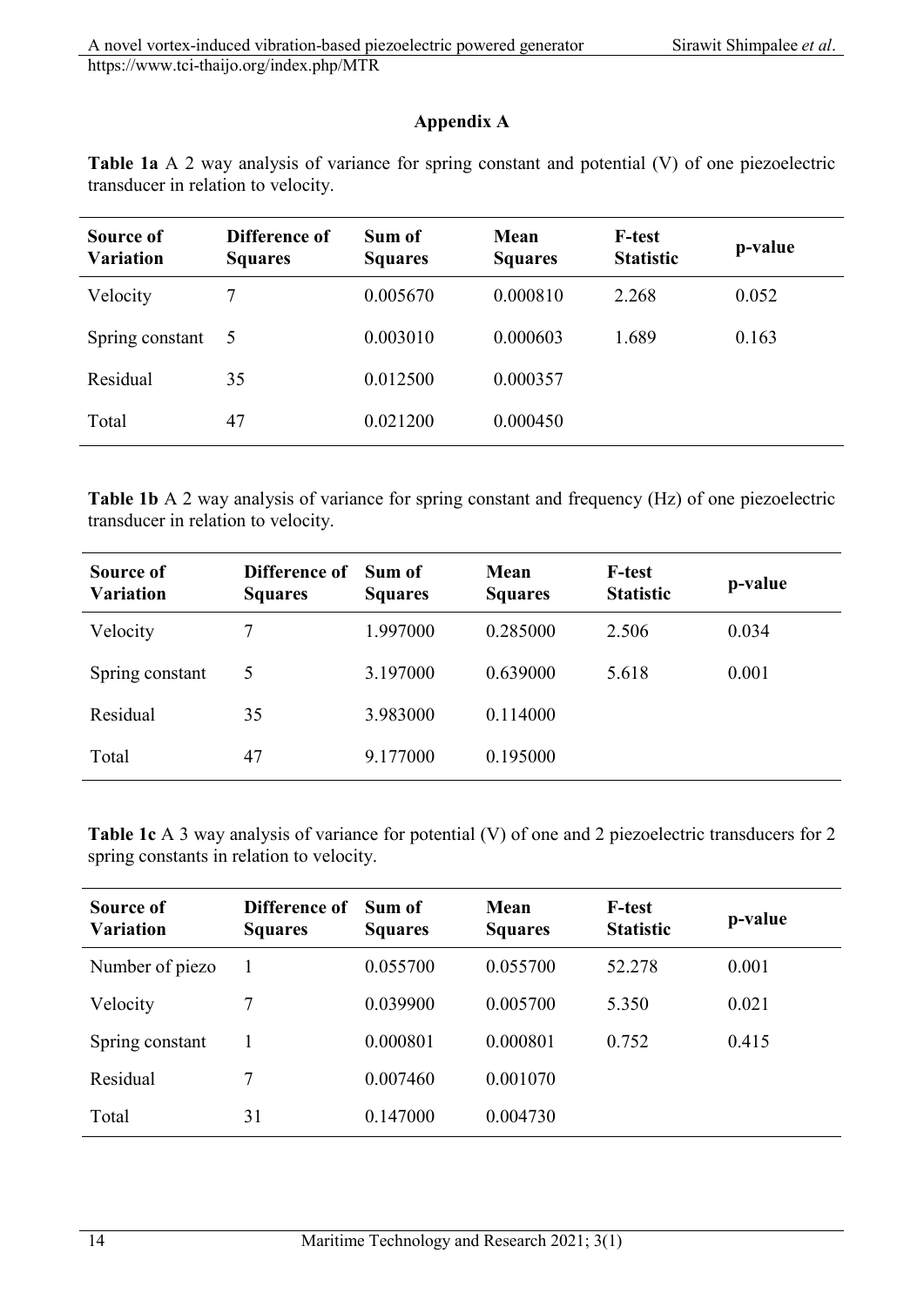## Appendix A

**Table 1a** A 2 way analysis of variance for spring constant and potential (V) of one piezoelectric transducer in relation to velocity.

| Source of Variation | Difference of Squares | Sum of Squares | Mean Squares | F-test Statistic | p-value |
|---|---|---|---|---|---|
| Velocity | 7 | 0.005670 | 0.000810 | 2.268 | 0.052 |
| Spring constant | 5 | 0.003010 | 0.000603 | 1.689 | 0.163 |
| Residual | 35 | 0.012500 | 0.000357 | | |
| Total | 47 | 0.021200 | 0.000450 | | |

**Table 1b** A 2 way analysis of variance for spring constant and frequency (Hz) of one piezoelectric transducer in relation to velocity.

| Source of Variation | Difference of Squares | Sum of Squares | Mean Squares | F-test Statistic | p-value |
|---|---|---|---|---|---|
| Velocity | 7 | 1.997000 | 0.285000 | 2.506 | 0.034 |
| Spring constant | 5 | 3.197000 | 0.639000 | 5.618 | 0.001 |
| Residual | 35 | 3.983000 | 0.114000 | | |
| Total | 47 | 9.177000 | 0.195000 | | |

**Table 1c** A 3 way analysis of variance for potential (V) of one and 2 piezoelectric transducers for 2 spring constants in relation to velocity.

| Source of Variation | Difference of Squares | Sum of Squares | Mean Squares | F-test Statistic | p-value |
|---|---|---|---|---|---|
| Number of piezo | 1 | 0.055700 | 0.055700 | 52.278 | 0.001 |
| Velocity | 7 | 0.039900 | 0.005700 | 5.350 | 0.021 |
| Spring constant | 1 | 0.000801 | 0.000801 | 0.752 | 0.415 |
| Residual | 7 | 0.007460 | 0.001070 | | |
| Total | 31 | 0.147000 | 0.004730 | | |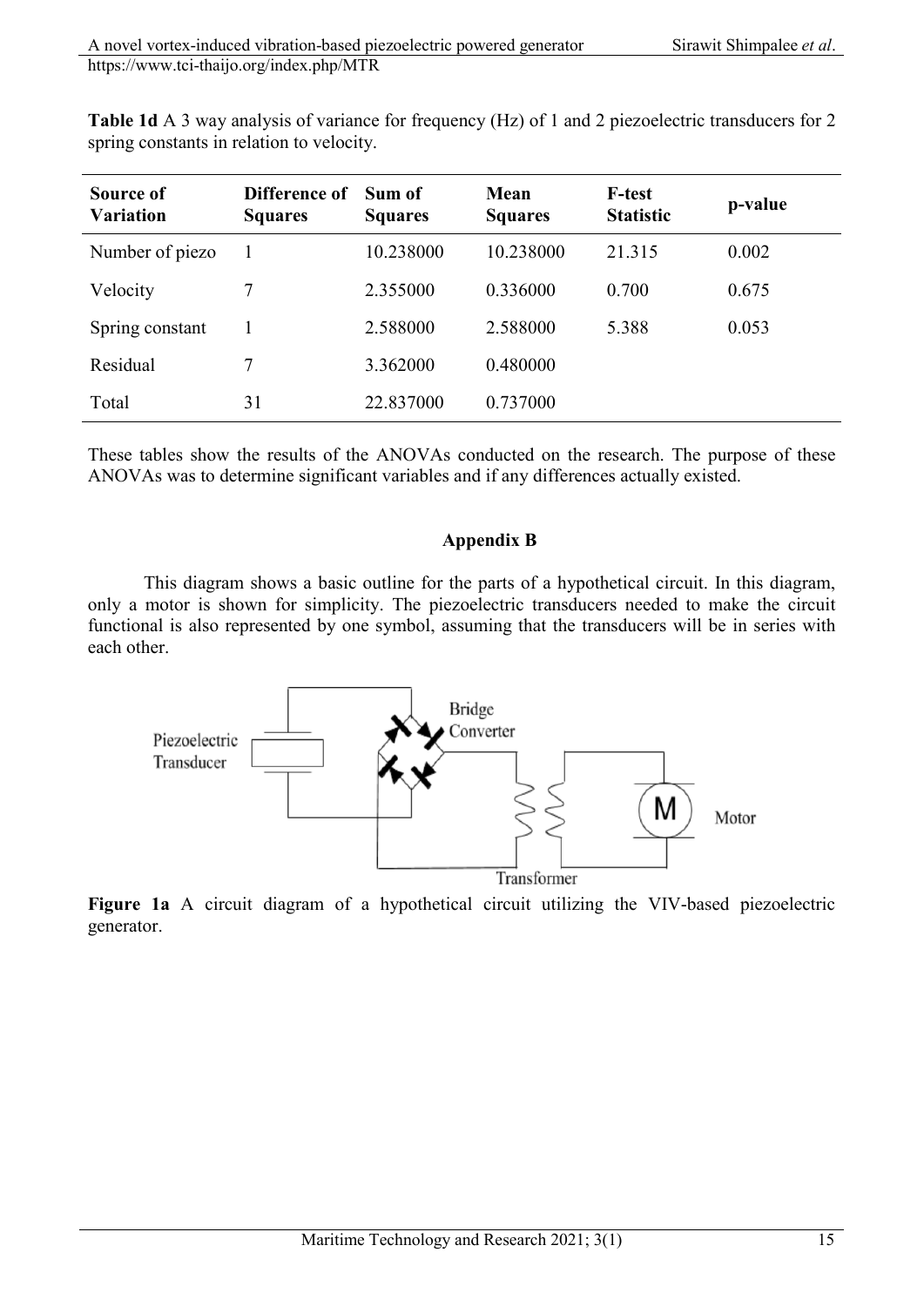**Table 1d** A 3 way analysis of variance for frequency (Hz) of 1 and 2 piezoelectric transducers for 2 spring constants in relation to velocity.

| Source of Variation | Difference of Squares | Sum of Squares | Mean Squares | F-test Statistic | p-value |
|---|---|---|---|---|---|
| Number of piezo | 1 | 10.238000 | 10.238000 | 21.315 | 0.002 |
| Velocity | 7 | 2.355000 | 0.336000 | 0.700 | 0.675 |
| Spring constant | 1 | 2.588000 | 2.588000 | 5.388 | 0.053 |
| Residual | 7 | 3.362000 | 0.480000 | | |
| Total | 31 | 22.837000 | 0.737000 | | |

These tables show the results of the ANOVAs conducted on the research. The purpose of these ANOVAs was to determine significant variables and if any differences actually existed.

## Appendix B

This diagram shows a basic outline for the parts of a hypothetical circuit. In this diagram, only a motor is shown for simplicity. The piezoelectric transducers needed to make the circuit functional is also represented by one symbol, assuming that the transducers will be in series with each other.

Piezoelectric Transducer

Bridge Converter

M

Motor

Transformer

**Figure 1a** A circuit diagram of a hypothetical circuit utilizing the VIV-based piezoelectric generator.